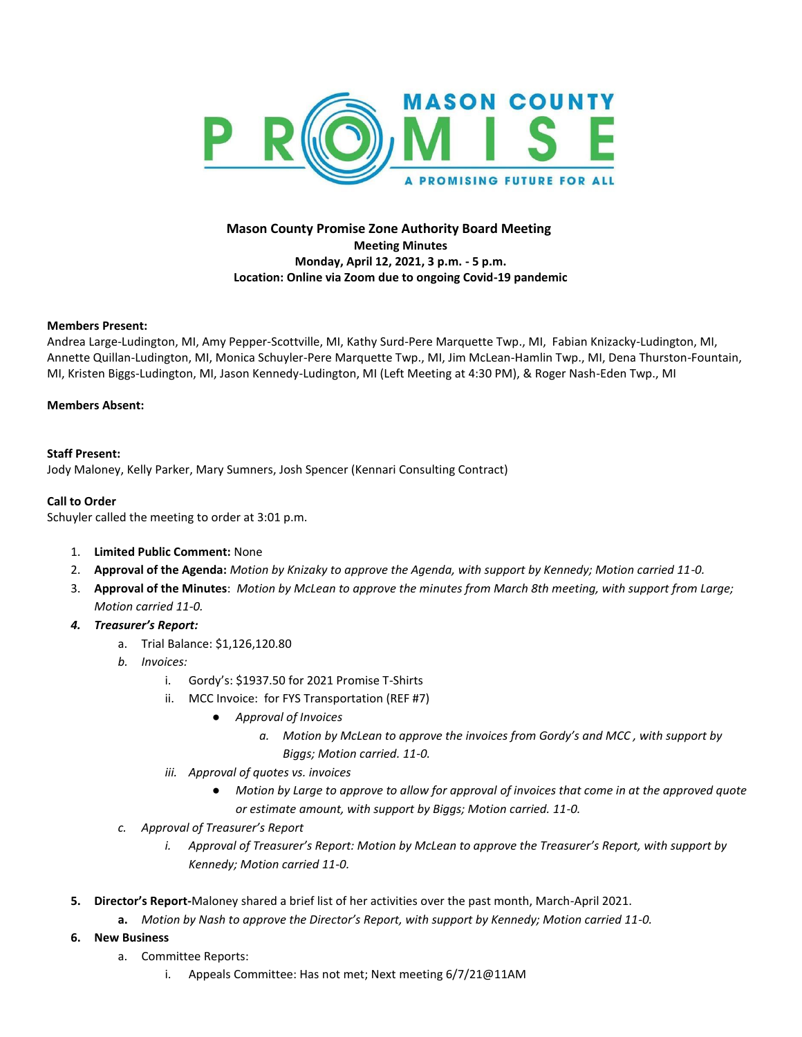# MASON COUNTY PROMISE

A PROMISING FUTURE FOR ALL

**Mason County Promise Zone Authority Board Meeting**
**Meeting Minutes**
**Monday, April 12, 2021, 3 p.m. - 5 p.m.**
**Location: Online via Zoom due to ongoing Covid-19 pandemic**

**Members Present:**
Andrea Large-Ludington, MI, Amy Pepper-Scottville, MI, Kathy Surd-Pere Marquette Twp., MI, Fabian Knizacky-Ludington, MI, Annette Quillan-Ludington, MI, Monica Schuyler-Pere Marquette Twp., MI, Jim McLean-Hamlin Twp., MI, Dena Thurston-Fountain, MI, Kristen Biggs-Ludington, MI, Jason Kennedy-Ludington, MI (Left Meeting at 4:30 PM), & Roger Nash-Eden Twp., MI

**Members Absent:**

**Staff Present:**
Jody Maloney, Kelly Parker, Mary Sumners, Josh Spencer (Kennari Consulting Contract)

**Call to Order**
Schuyler called the meeting to order at 3:01 p.m.

1. **Limited Public Comment:** None
2. **Approval of the Agenda:** *Motion by Knizaky to approve the Agenda, with support by Kennedy; Motion carried 11-0.*
3. **Approval of the Minutes**: *Motion by McLean to approve the minutes from March 8th meeting, with support from Large; Motion carried 11-0.*
4. ***Treasurer's Report:***
   a. Trial Balance: $1,126,120.80
   b. *Invoices:*
      i. Gordy's: $1937.50 for 2021 Promise T-Shirts
      ii. MCC Invoice: for FYS Transportation (REF #7)
         - *Approval of Invoices*
            a. *Motion by McLean to approve the invoices from Gordy's and MCC , with support by Biggs; Motion carried. 11-0.*
      iii. *Approval of quotes vs. invoices*
         - *Motion by Large to approve to allow for approval of invoices that come in at the approved quote or estimate amount, with support by Biggs; Motion carried. 11-0.*
   c. *Approval of Treasurer's Report*
      i. *Approval of Treasurer's Report: Motion by McLean to approve the Treasurer's Report, with support by Kennedy; Motion carried 11-0.*
5. **Director's Report-**Maloney shared a brief list of her activities over the past month, March-April 2021.
   **a.** *Motion by Nash to approve the Director's Report, with support by Kennedy; Motion carried 11-0.*
6. **New Business**
   a. Committee Reports:
      i. Appeals Committee: Has not met; Next meeting 6/7/21@11AM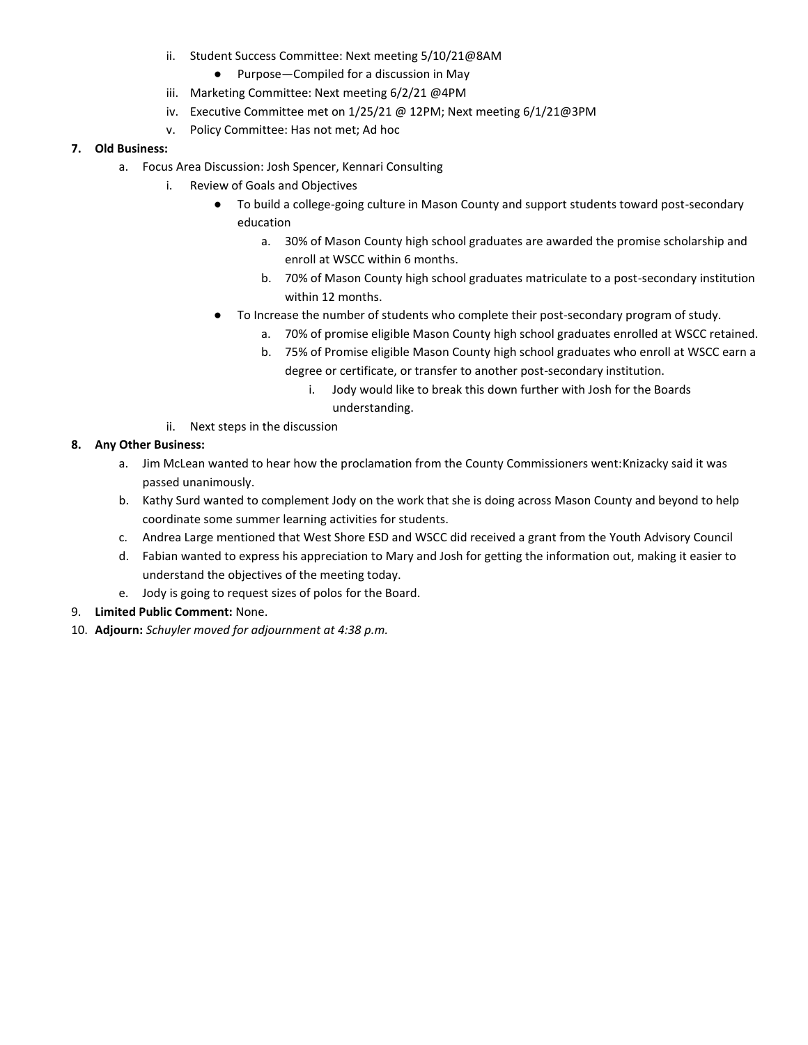ii. Student Success Committee: Next meeting 5/10/21@8AM
      - Purpose—Compiled for a discussion in May
   iii. Marketing Committee: Next meeting 6/2/21 @4PM
   iv. Executive Committee met on 1/25/21 @ 12PM; Next meeting 6/1/21@3PM
   v. Policy Committee: Has not met; Ad hoc

**7. Old Business:**

   a. Focus Area Discussion: Josh Spencer, Kennari Consulting
      i. Review of Goals and Objectives
         - To build a college-going culture in Mason County and support students toward post-secondary education
            a. 30% of Mason County high school graduates are awarded the promise scholarship and enroll at WSCC within 6 months.
            b. 70% of Mason County high school graduates matriculate to a post-secondary institution within 12 months.
         - To Increase the number of students who complete their post-secondary program of study.
            a. 70% of promise eligible Mason County high school graduates enrolled at WSCC retained.
            b. 75% of Promise eligible Mason County high school graduates who enroll at WSCC earn a degree or certificate, or transfer to another post-secondary institution.
               i. Jody would like to break this down further with Josh for the Boards understanding.
      ii. Next steps in the discussion

**8. Any Other Business:**

   a. Jim McLean wanted to hear how the proclamation from the County Commissioners went: Knizacky said it was passed unanimously.
   b. Kathy Surd wanted to complement Jody on the work that she is doing across Mason County and beyond to help coordinate some summer learning activities for students.
   c. Andrea Large mentioned that West Shore ESD and WSCC did received a grant from the Youth Advisory Council
   d. Fabian wanted to express his appreciation to Mary and Josh for getting the information out, making it easier to understand the objectives of the meeting today.
   e. Jody is going to request sizes of polos for the Board.

9. **Limited Public Comment:** None.

10. **Adjourn:** *Schuyler moved for adjournment at 4:38 p.m.*